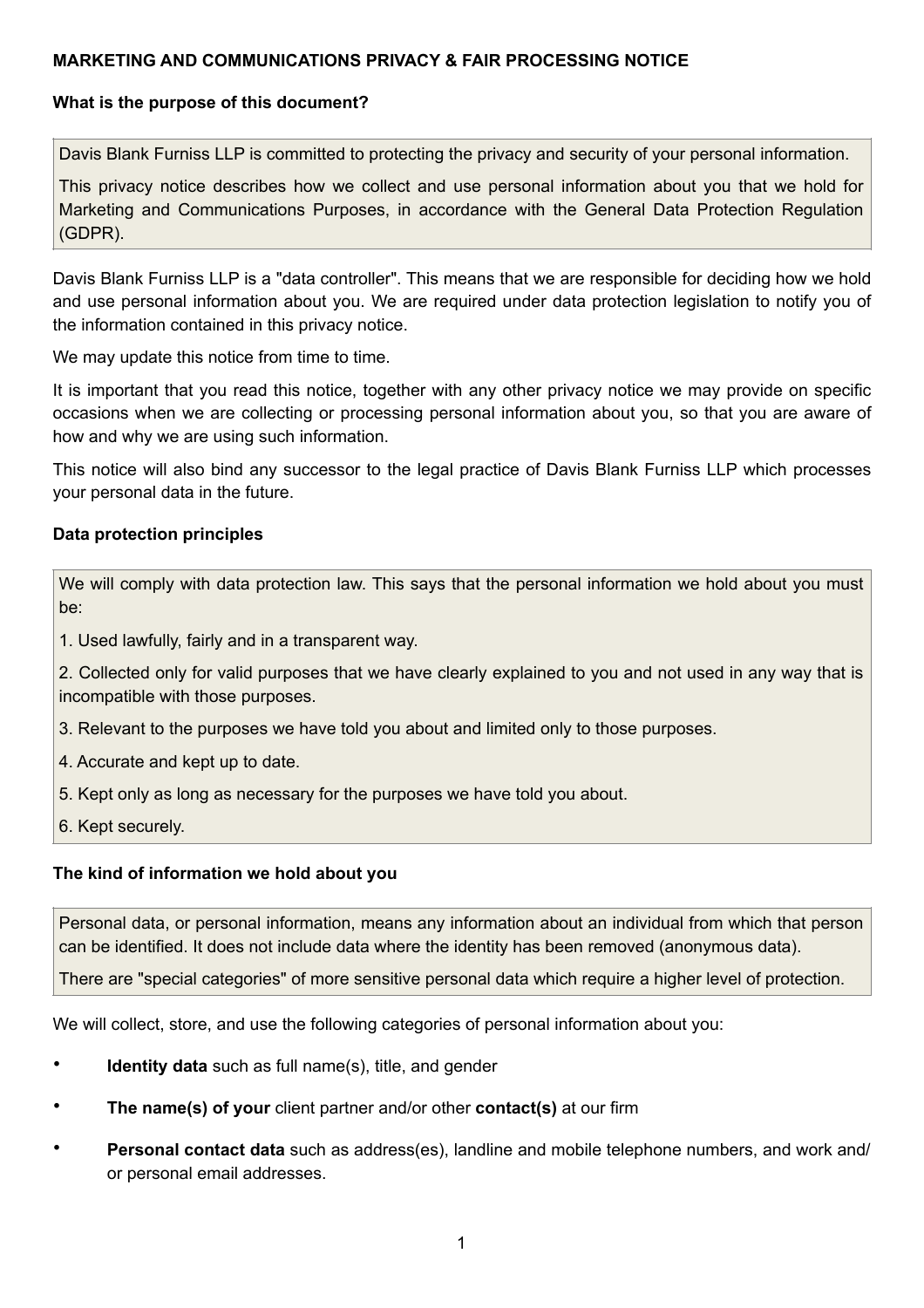**MARKETING AND COMMUNICATIONS PRIVACY & FAIR PROCESSING NOTICE**

**What is the purpose of this document?**

Davis Blank Furniss LLP is committed to protecting the privacy and security of your personal information.

This privacy notice describes how we collect and use personal information about you that we hold for Marketing and Communications Purposes, in accordance with the General Data Protection Regulation (GDPR).

Davis Blank Furniss LLP is a "data controller". This means that we are responsible for deciding how we hold and use personal information about you. We are required under data protection legislation to notify you of the information contained in this privacy notice.

We may update this notice from time to time.

It is important that you read this notice, together with any other privacy notice we may provide on specific occasions when we are collecting or processing personal information about you, so that you are aware of how and why we are using such information.

This notice will also bind any successor to the legal practice of Davis Blank Furniss LLP which processes your personal data in the future.

**Data protection principles**

We will comply with data protection law. This says that the personal information we hold about you must be:

1. Used lawfully, fairly and in a transparent way.
2. Collected only for valid purposes that we have clearly explained to you and not used in any way that is incompatible with those purposes.
3. Relevant to the purposes we have told you about and limited only to those purposes.
4. Accurate and kept up to date.
5. Kept only as long as necessary for the purposes we have told you about.
6. Kept securely.

**The kind of information we hold about you**

Personal data, or personal information, means any information about an individual from which that person can be identified. It does not include data where the identity has been removed (anonymous data).

There are "special categories" of more sensitive personal data which require a higher level of protection.

We will collect, store, and use the following categories of personal information about you:

- **Identity data** such as full name(s), title, and gender
- **The name(s) of your** client partner and/or other **contact(s)** at our firm
- **Personal contact data** such as address(es), landline and mobile telephone numbers, and work and/or personal email addresses.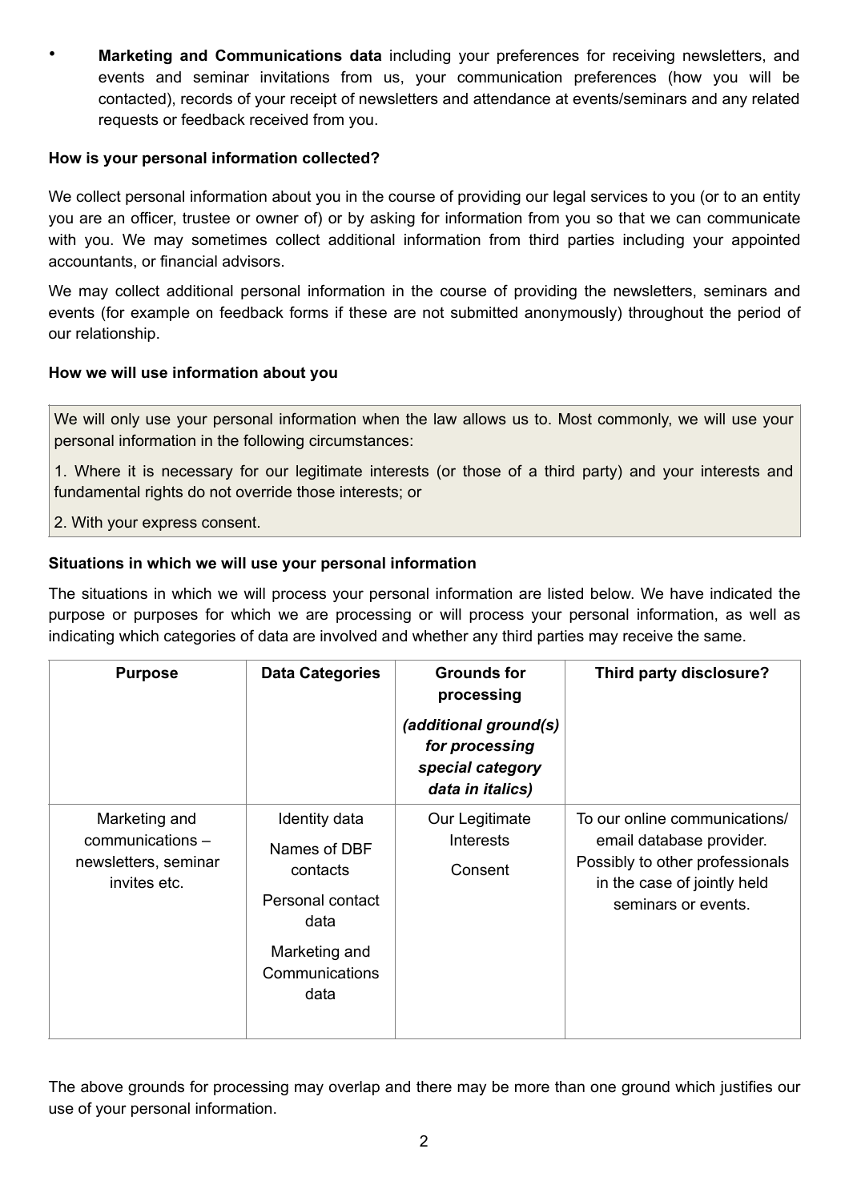- **Marketing and Communications data** including your preferences for receiving newsletters, and events and seminar invitations from us, your communication preferences (how you will be contacted), records of your receipt of newsletters and attendance at events/seminars and any related requests or feedback received from you.

**How is your personal information collected?**

We collect personal information about you in the course of providing our legal services to you (or to an entity you are an officer, trustee or owner of) or by asking for information from you so that we can communicate with you. We may sometimes collect additional information from third parties including your appointed accountants, or financial advisors.

We may collect additional personal information in the course of providing the newsletters, seminars and events (for example on feedback forms if these are not submitted anonymously) throughout the period of our relationship.

**How we will use information about you**

We will only use your personal information when the law allows us to. Most commonly, we will use your personal information in the following circumstances:

1. Where it is necessary for our legitimate interests (or those of a third party) and your interests and fundamental rights do not override those interests; or

2. With your express consent.

**Situations in which we will use your personal information**

The situations in which we will process your personal information are listed below. We have indicated the purpose or purposes for which we are processing or will process your personal information, as well as indicating which categories of data are involved and whether any third parties may receive the same.

| Purpose | Data Categories | Grounds for processing *(additional ground(s) for processing special category data in italics)* | Third party disclosure? |
|---|---|---|---|
| Marketing and communications – newsletters, seminar invites etc. | Identity data<br>Names of DBF contacts<br>Personal contact data<br>Marketing and Communications data | Our Legitimate Interests<br>Consent | To our online communications/ email database provider. Possibly to other professionals in the case of jointly held seminars or events. |

The above grounds for processing may overlap and there may be more than one ground which justifies our use of your personal information.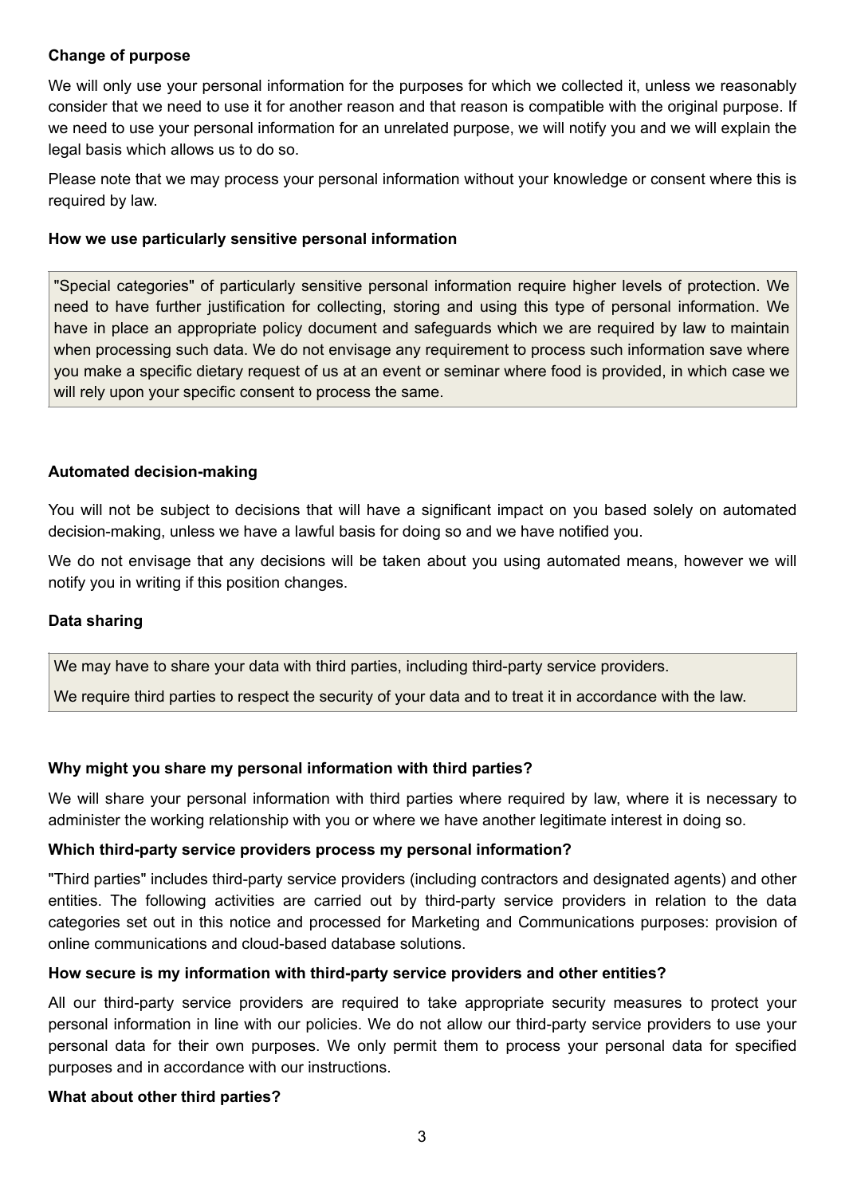**Change of purpose**

We will only use your personal information for the purposes for which we collected it, unless we reasonably consider that we need to use it for another reason and that reason is compatible with the original purpose. If we need to use your personal information for an unrelated purpose, we will notify you and we will explain the legal basis which allows us to do so.

Please note that we may process your personal information without your knowledge or consent where this is required by law.

**How we use particularly sensitive personal information**

"Special categories" of particularly sensitive personal information require higher levels of protection. We need to have further justification for collecting, storing and using this type of personal information. We have in place an appropriate policy document and safeguards which we are required by law to maintain when processing such data. We do not envisage any requirement to process such information save where you make a specific dietary request of us at an event or seminar where food is provided, in which case we will rely upon your specific consent to process the same.

**Automated decision-making**

You will not be subject to decisions that will have a significant impact on you based solely on automated decision-making, unless we have a lawful basis for doing so and we have notified you.

We do not envisage that any decisions will be taken about you using automated means, however we will notify you in writing if this position changes.

**Data sharing**

We may have to share your data with third parties, including third-party service providers.

We require third parties to respect the security of your data and to treat it in accordance with the law.

**Why might you share my personal information with third parties?**

We will share your personal information with third parties where required by law, where it is necessary to administer the working relationship with you or where we have another legitimate interest in doing so.

**Which third-party service providers process my personal information?**

"Third parties" includes third-party service providers (including contractors and designated agents) and other entities. The following activities are carried out by third-party service providers in relation to the data categories set out in this notice and processed for Marketing and Communications purposes: provision of online communications and cloud-based database solutions.

**How secure is my information with third-party service providers and other entities?**

All our third-party service providers are required to take appropriate security measures to protect your personal information in line with our policies. We do not allow our third-party service providers to use your personal data for their own purposes. We only permit them to process your personal data for specified purposes and in accordance with our instructions.

**What about other third parties?**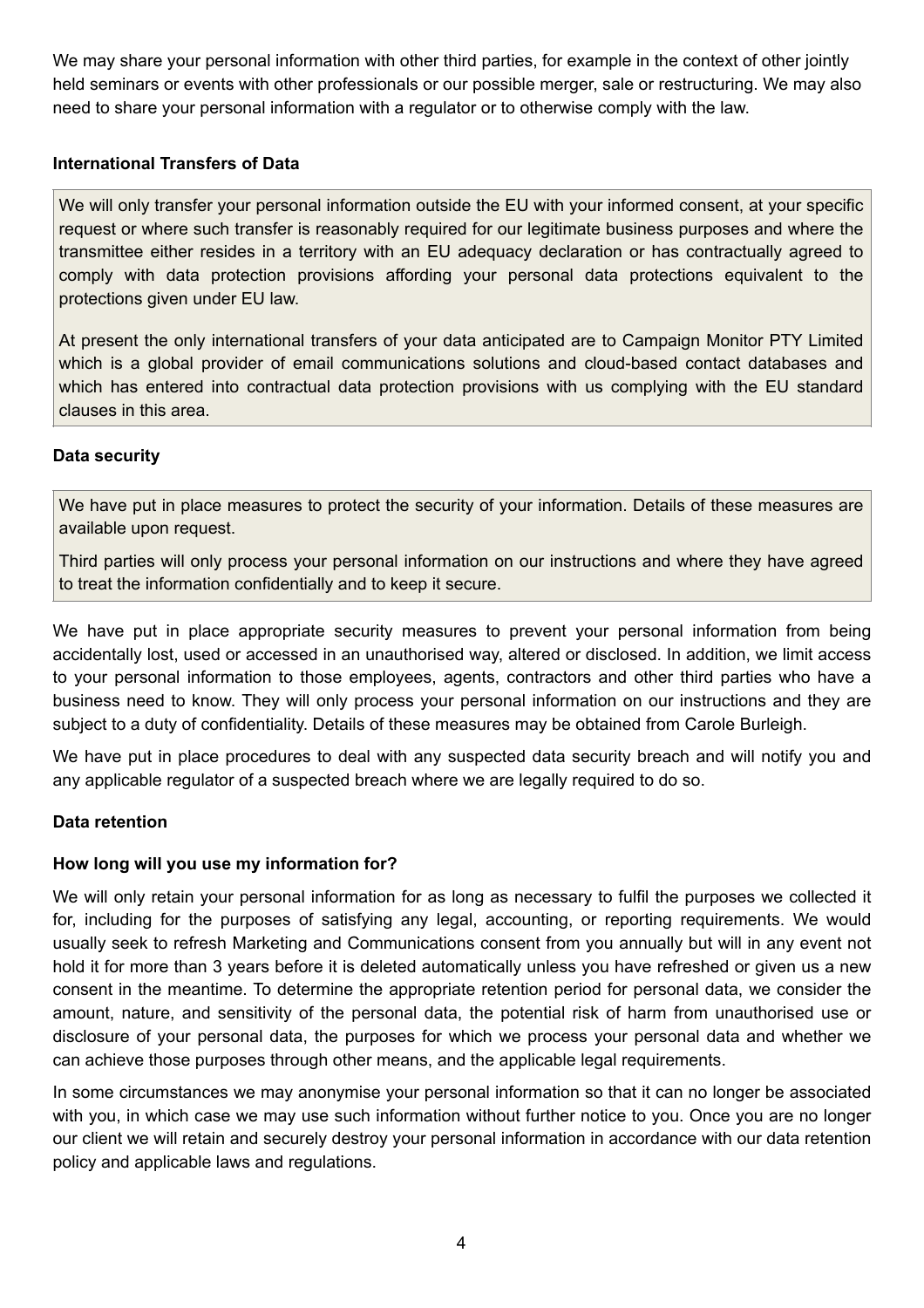We may share your personal information with other third parties, for example in the context of other jointly held seminars or events with other professionals or our possible merger, sale or restructuring. We may also need to share your personal information with a regulator or to otherwise comply with the law.

**International Transfers of Data**

We will only transfer your personal information outside the EU with your informed consent, at your specific request or where such transfer is reasonably required for our legitimate business purposes and where the transmittee either resides in a territory with an EU adequacy declaration or has contractually agreed to comply with data protection provisions affording your personal data protections equivalent to the protections given under EU law.

At present the only international transfers of your data anticipated are to Campaign Monitor PTY Limited which is a global provider of email communications solutions and cloud-based contact databases and which has entered into contractual data protection provisions with us complying with the EU standard clauses in this area.

**Data security**

We have put in place measures to protect the security of your information. Details of these measures are available upon request.

Third parties will only process your personal information on our instructions and where they have agreed to treat the information confidentially and to keep it secure.

We have put in place appropriate security measures to prevent your personal information from being accidentally lost, used or accessed in an unauthorised way, altered or disclosed. In addition, we limit access to your personal information to those employees, agents, contractors and other third parties who have a business need to know. They will only process your personal information on our instructions and they are subject to a duty of confidentiality. Details of these measures may be obtained from Carole Burleigh.

We have put in place procedures to deal with any suspected data security breach and will notify you and any applicable regulator of a suspected breach where we are legally required to do so.

**Data retention**

**How long will you use my information for?**

We will only retain your personal information for as long as necessary to fulfil the purposes we collected it for, including for the purposes of satisfying any legal, accounting, or reporting requirements. We would usually seek to refresh Marketing and Communications consent from you annually but will in any event not hold it for more than 3 years before it is deleted automatically unless you have refreshed or given us a new consent in the meantime. To determine the appropriate retention period for personal data, we consider the amount, nature, and sensitivity of the personal data, the potential risk of harm from unauthorised use or disclosure of your personal data, the purposes for which we process your personal data and whether we can achieve those purposes through other means, and the applicable legal requirements.

In some circumstances we may anonymise your personal information so that it can no longer be associated with you, in which case we may use such information without further notice to you. Once you are no longer our client we will retain and securely destroy your personal information in accordance with our data retention policy and applicable laws and regulations.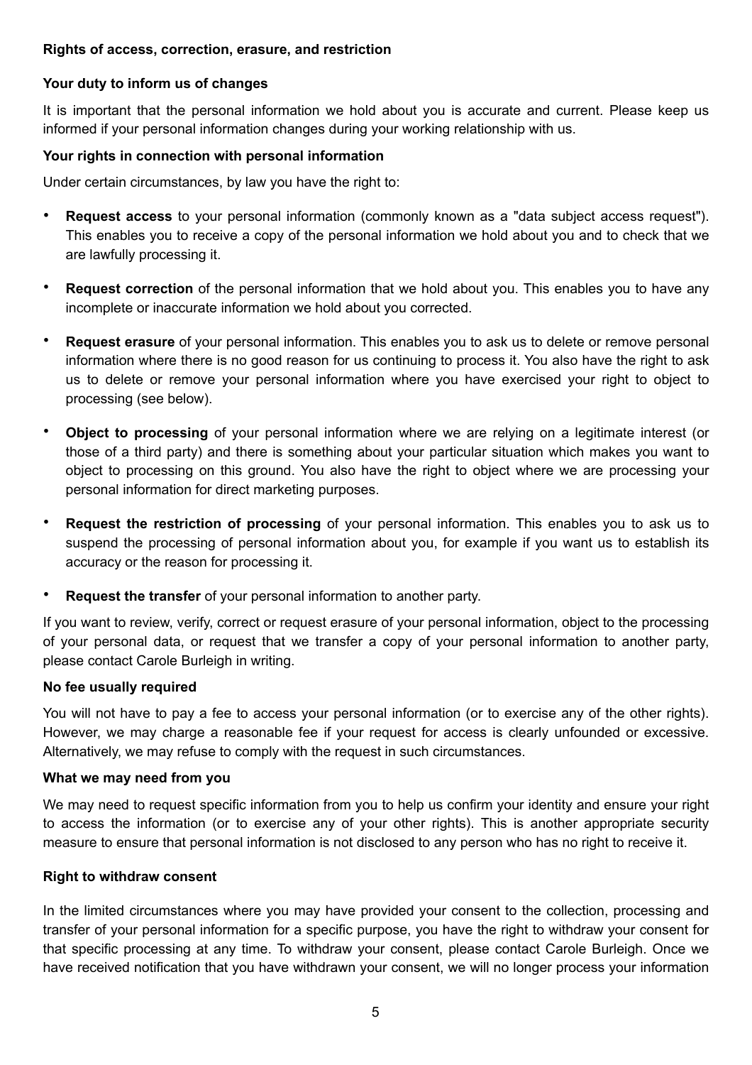### Rights of access, correction, erasure, and restriction

**Your duty to inform us of changes**

It is important that the personal information we hold about you is accurate and current. Please keep us informed if your personal information changes during your working relationship with us.

**Your rights in connection with personal information**

Under certain circumstances, by law you have the right to:

- **Request access** to your personal information (commonly known as a "data subject access request"). This enables you to receive a copy of the personal information we hold about you and to check that we are lawfully processing it.
- **Request correction** of the personal information that we hold about you. This enables you to have any incomplete or inaccurate information we hold about you corrected.
- **Request erasure** of your personal information. This enables you to ask us to delete or remove personal information where there is no good reason for us continuing to process it. You also have the right to ask us to delete or remove your personal information where you have exercised your right to object to processing (see below).
- **Object to processing** of your personal information where we are relying on a legitimate interest (or those of a third party) and there is something about your particular situation which makes you want to object to processing on this ground. You also have the right to object where we are processing your personal information for direct marketing purposes.
- **Request the restriction of processing** of your personal information. This enables you to ask us to suspend the processing of personal information about you, for example if you want us to establish its accuracy or the reason for processing it.
- **Request the transfer** of your personal information to another party.

If you want to review, verify, correct or request erasure of your personal information, object to the processing of your personal data, or request that we transfer a copy of your personal information to another party, please contact Carole Burleigh in writing.

**No fee usually required**

You will not have to pay a fee to access your personal information (or to exercise any of the other rights). However, we may charge a reasonable fee if your request for access is clearly unfounded or excessive. Alternatively, we may refuse to comply with the request in such circumstances.

**What we may need from you**

We may need to request specific information from you to help us confirm your identity and ensure your right to access the information (or to exercise any of your other rights). This is another appropriate security measure to ensure that personal information is not disclosed to any person who has no right to receive it.

**Right to withdraw consent**

In the limited circumstances where you may have provided your consent to the collection, processing and transfer of your personal information for a specific purpose, you have the right to withdraw your consent for that specific processing at any time. To withdraw your consent, please contact Carole Burleigh. Once we have received notification that you have withdrawn your consent, we will no longer process your information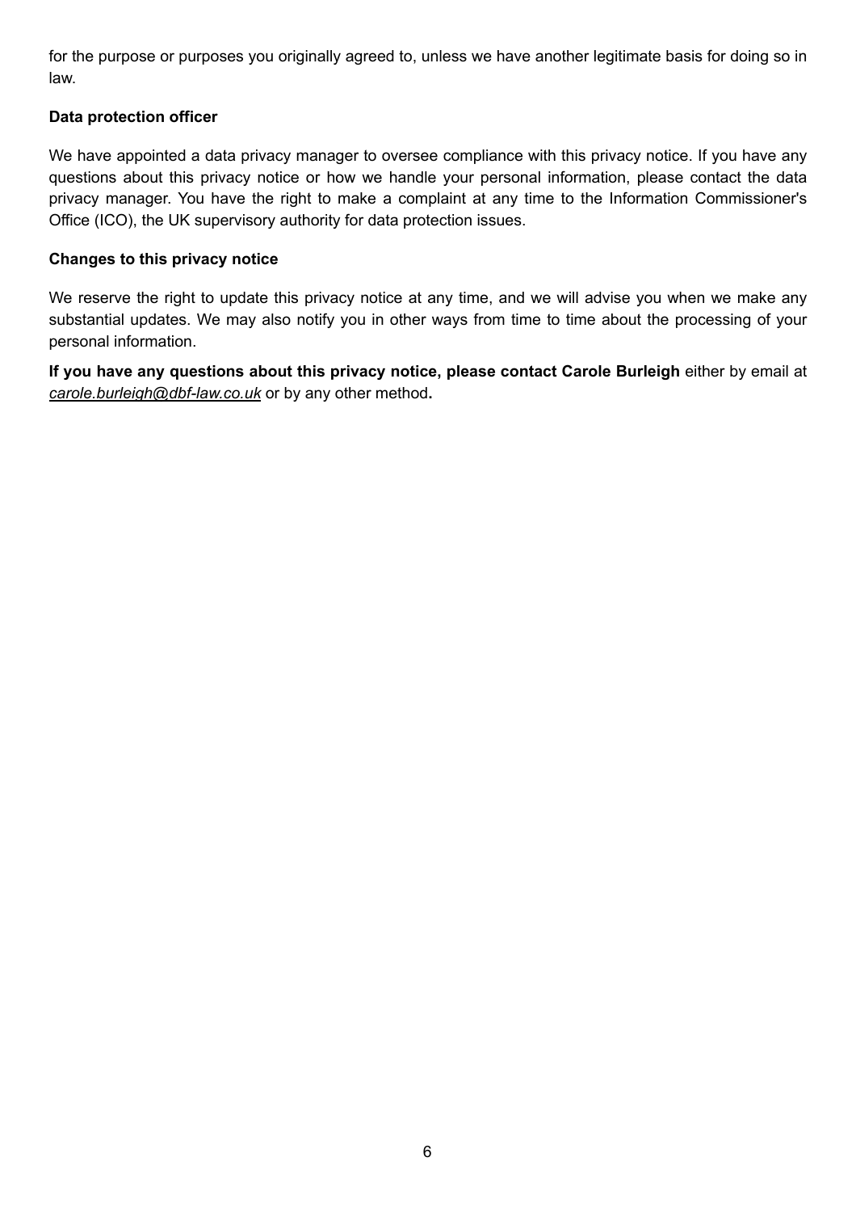for the purpose or purposes you originally agreed to, unless we have another legitimate basis for doing so in law.

**Data protection officer**

We have appointed a data privacy manager to oversee compliance with this privacy notice. If you have any questions about this privacy notice or how we handle your personal information, please contact the data privacy manager. You have the right to make a complaint at any time to the Information Commissioner's Office (ICO), the UK supervisory authority for data protection issues.

**Changes to this privacy notice**

We reserve the right to update this privacy notice at any time, and we will advise you when we make any substantial updates. We may also notify you in other ways from time to time about the processing of your personal information.

**If you have any questions about this privacy notice, please contact Carole Burleigh** either by email at *carole.burleigh@dbf-law.co.uk* or by any other method**.**